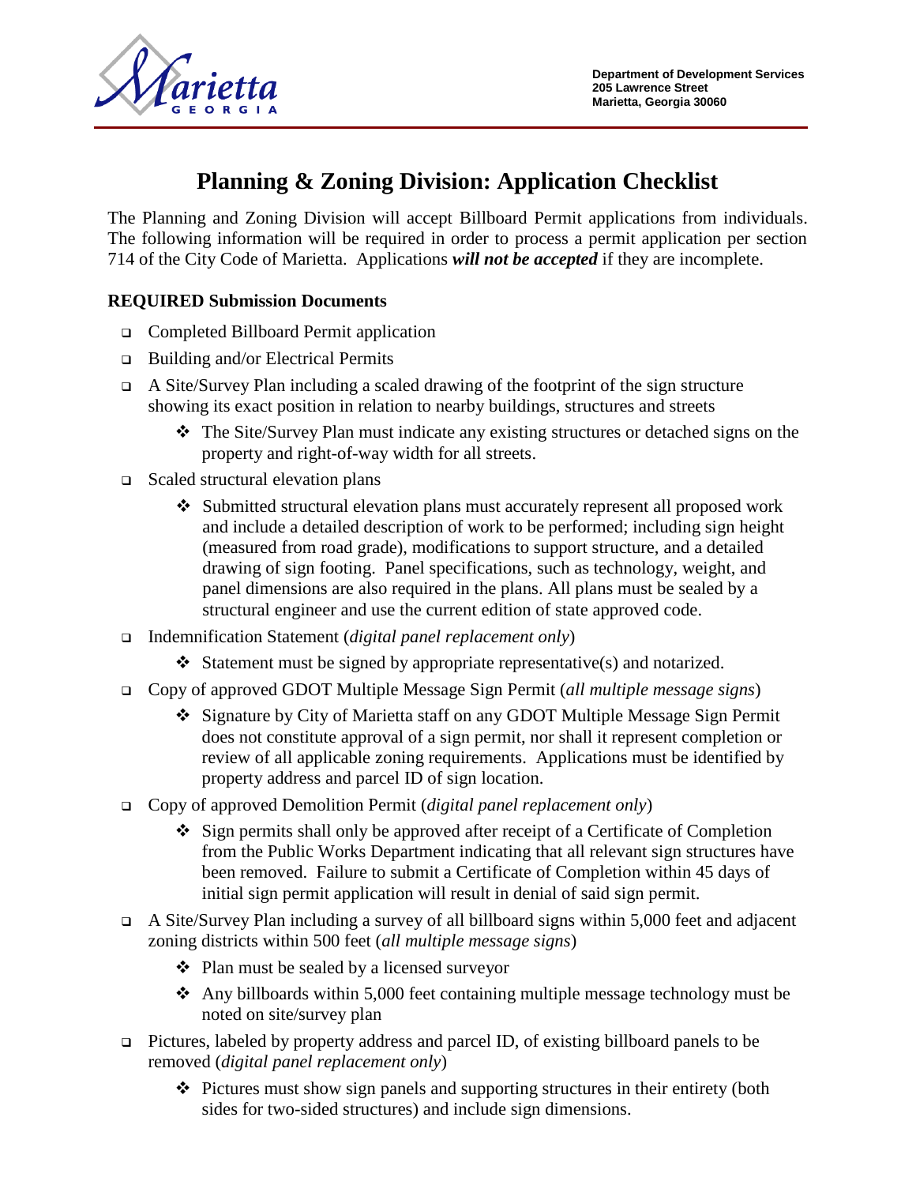Department of Development Services
205 Lawrence Street
Marietta, Georgia 30060

# Planning & Zoning Division: Application Checklist

The Planning and Zoning Division will accept Billboard Permit applications from individuals. The following information will be required in order to process a permit application per section 714 of the City Code of Marietta. Applications ***will not be accepted*** if they are incomplete.

**REQUIRED Submission Documents**

- ☐ Completed Billboard Permit application
- ☐ Building and/or Electrical Permits
- ☐ A Site/Survey Plan including a scaled drawing of the footprint of the sign structure showing its exact position in relation to nearby buildings, structures and streets
  - ❖ The Site/Survey Plan must indicate any existing structures or detached signs on the property and right-of-way width for all streets.
- ☐ Scaled structural elevation plans
  - ❖ Submitted structural elevation plans must accurately represent all proposed work and include a detailed description of work to be performed; including sign height (measured from road grade), modifications to support structure, and a detailed drawing of sign footing. Panel specifications, such as technology, weight, and panel dimensions are also required in the plans. All plans must be sealed by a structural engineer and use the current edition of state approved code.
- ☐ Indemnification Statement (*digital panel replacement only*)
  - ❖ Statement must be signed by appropriate representative(s) and notarized.
- ☐ Copy of approved GDOT Multiple Message Sign Permit (*all multiple message signs*)
  - ❖ Signature by City of Marietta staff on any GDOT Multiple Message Sign Permit does not constitute approval of a sign permit, nor shall it represent completion or review of all applicable zoning requirements. Applications must be identified by property address and parcel ID of sign location.
- ☐ Copy of approved Demolition Permit (*digital panel replacement only*)
  - ❖ Sign permits shall only be approved after receipt of a Certificate of Completion from the Public Works Department indicating that all relevant sign structures have been removed. Failure to submit a Certificate of Completion within 45 days of initial sign permit application will result in denial of said sign permit.
- ☐ A Site/Survey Plan including a survey of all billboard signs within 5,000 feet and adjacent zoning districts within 500 feet (*all multiple message signs*)
  - ❖ Plan must be sealed by a licensed surveyor
  - ❖ Any billboards within 5,000 feet containing multiple message technology must be noted on site/survey plan
- ☐ Pictures, labeled by property address and parcel ID, of existing billboard panels to be removed (*digital panel replacement only*)
  - ❖ Pictures must show sign panels and supporting structures in their entirety (both sides for two-sided structures) and include sign dimensions.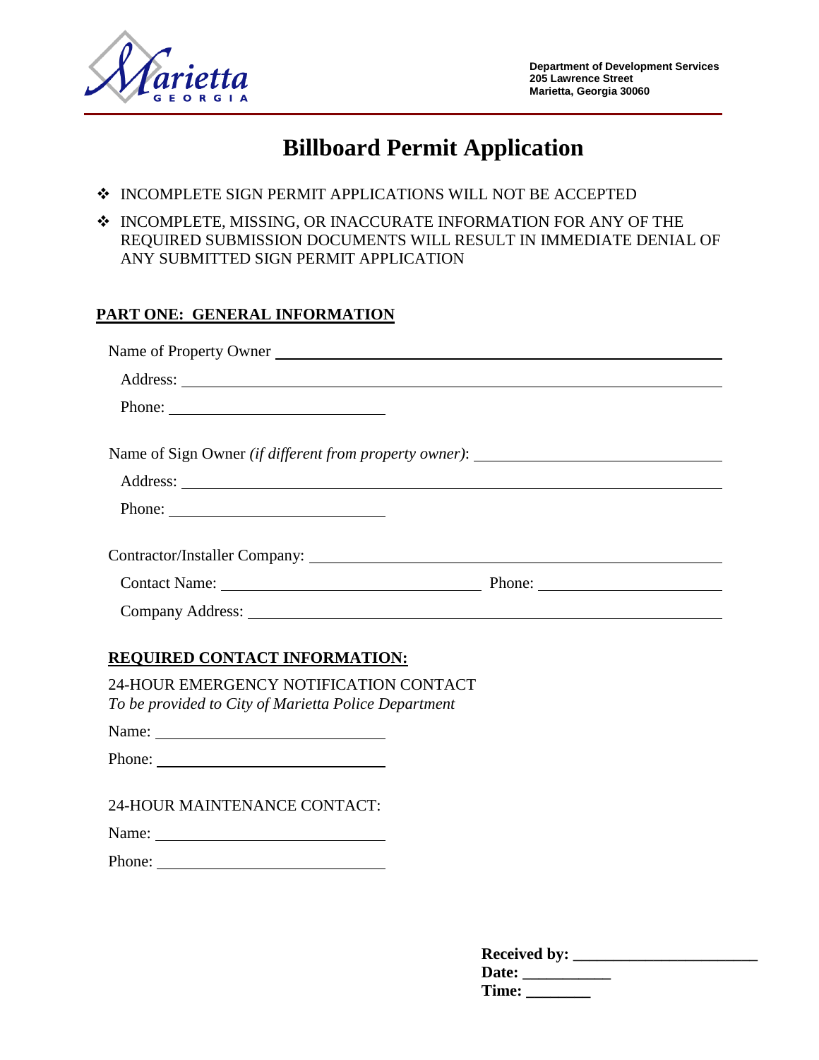Department of Development Services
205 Lawrence Street
Marietta, Georgia 30060

# Billboard Permit Application

- ❖ INCOMPLETE SIGN PERMIT APPLICATIONS WILL NOT BE ACCEPTED
- ❖ INCOMPLETE, MISSING, OR INACCURATE INFORMATION FOR ANY OF THE REQUIRED SUBMISSION DOCUMENTS WILL RESULT IN IMMEDIATE DENIAL OF ANY SUBMITTED SIGN PERMIT APPLICATION

## PART ONE: GENERAL INFORMATION

Name of Property Owner ______________________________________________

Address: ______________________________________________

Phone: ______________________

Name of Sign Owner *(if different from property owner)*: ______________________

Address: ______________________________________________

Phone: ______________________

Contractor/Installer Company: ______________________________________________

Contact Name: ______________________ Phone: ______________________

Company Address: ______________________________________________

### REQUIRED CONTACT INFORMATION:

24-HOUR EMERGENCY NOTIFICATION CONTACT
*To be provided to City of Marietta Police Department*

Name: ______________________

Phone: ______________________

24-HOUR MAINTENANCE CONTACT:

Name: ______________________

Phone: ______________________

**Received by: ______________________**
**Date: ___________**
**Time: ________**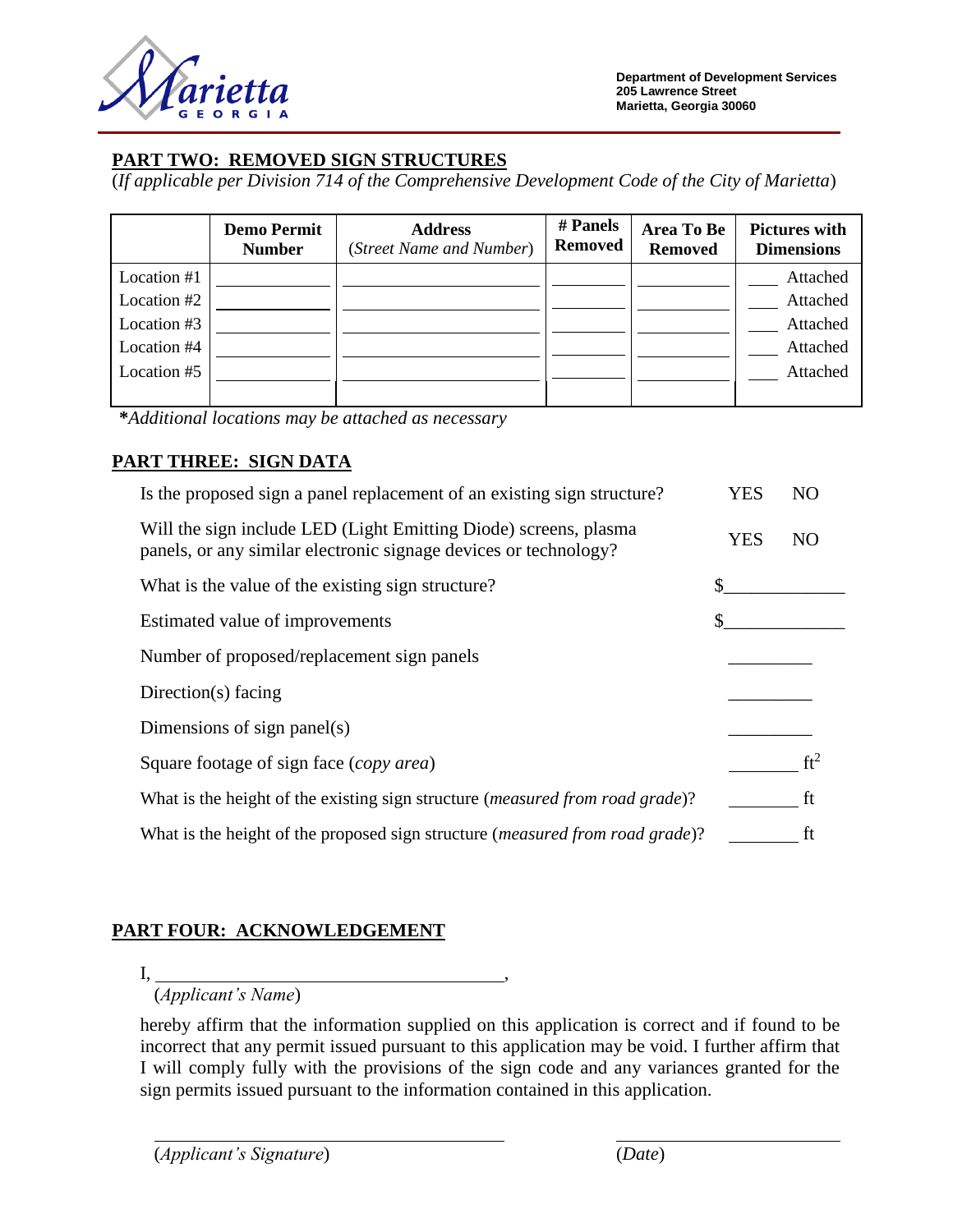Department of Development Services
205 Lawrence Street
Marietta, Georgia 30060

## PART TWO: REMOVED SIGN STRUCTURES

(*If applicable per Division 714 of the Comprehensive Development Code of the City of Marietta*)

| | Demo Permit Number | Address (*Street Name and Number*) | # Panels Removed | Area To Be Removed | Pictures with Dimensions |
|---|---|---|---|---|---|
| Location #1 | ____________ | ______________________ | ________ | __________ | ___ Attached |
| Location #2 | ____________ | ______________________ | ________ | __________ | ___ Attached |
| Location #3 | ____________ | ______________________ | ________ | __________ | ___ Attached |
| Location #4 | ____________ | ______________________ | ________ | __________ | ___ Attached |
| Location #5 | ____________ | ______________________ | ________ | __________ | ___ Attached |

***Additional locations may be attached as necessary*

## PART THREE: SIGN DATA

Is the proposed sign a panel replacement of an existing sign structure? YES NO

Will the sign include LED (Light Emitting Diode) screens, plasma panels, or any similar electronic signage devices or technology? YES NO

What is the value of the existing sign structure? $____________

Estimated value of improvements $____________

Number of proposed/replacement sign panels _________

Direction(s) facing _________

Dimensions of sign panel(s) _________

Square footage of sign face (*copy area*) ________ $ft^2$

What is the height of the existing sign structure (*measured from road grade*)? ________ ft

What is the height of the proposed sign structure (*measured from road grade*)? ________ ft

## PART FOUR: ACKNOWLEDGEMENT

I, ________________________________________,
(*Applicant's Name*)

hereby affirm that the information supplied on this application is correct and if found to be incorrect that any permit issued pursuant to this application may be void. I further affirm that I will comply fully with the provisions of the sign code and any variances granted for the sign permits issued pursuant to the information contained in this application.

________________________________________ ________________________
(*Applicant's Signature*) (*Date*)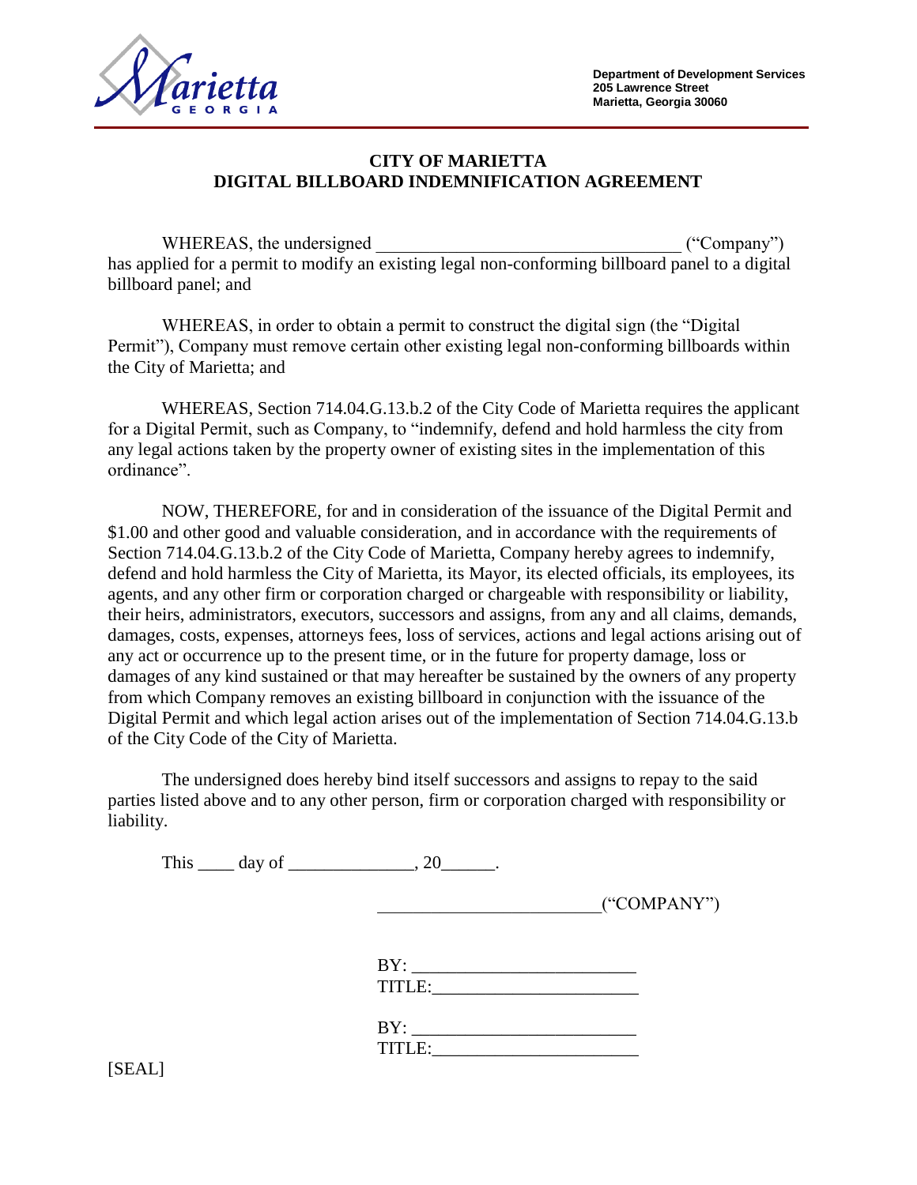Department of Development Services
205 Lawrence Street
Marietta, Georgia 30060

# CITY OF MARIETTA
# DIGITAL BILLBOARD INDEMNIFICATION AGREEMENT

WHEREAS, the undersigned _________________________________ ("Company") has applied for a permit to modify an existing legal non-conforming billboard panel to a digital billboard panel; and

WHEREAS, in order to obtain a permit to construct the digital sign (the "Digital Permit"), Company must remove certain other existing legal non-conforming billboards within the City of Marietta; and

WHEREAS, Section 714.04.G.13.b.2 of the City Code of Marietta requires the applicant for a Digital Permit, such as Company, to "indemnify, defend and hold harmless the city from any legal actions taken by the property owner of existing sites in the implementation of this ordinance".

NOW, THEREFORE, for and in consideration of the issuance of the Digital Permit and $1.00 and other good and valuable consideration, and in accordance with the requirements of Section 714.04.G.13.b.2 of the City Code of Marietta, Company hereby agrees to indemnify, defend and hold harmless the City of Marietta, its Mayor, its elected officials, its employees, its agents, and any other firm or corporation charged or chargeable with responsibility or liability, their heirs, administrators, executors, successors and assigns, from any and all claims, demands, damages, costs, expenses, attorneys fees, loss of services, actions and legal actions arising out of any act or occurrence up to the present time, or in the future for property damage, loss or damages of any kind sustained or that may hereafter be sustained by the owners of any property from which Company removes an existing billboard in conjunction with the issuance of the Digital Permit and which legal action arises out of the implementation of Section 714.04.G.13.b of the City Code of the City of Marietta.

The undersigned does hereby bind itself successors and assigns to repay to the said parties listed above and to any other person, firm or corporation charged with responsibility or liability.

This ____ day of ______________, 20______.

________________________("COMPANY")

BY: ________________________
TITLE:______________________

BY: ________________________
TITLE:______________________

[SEAL]